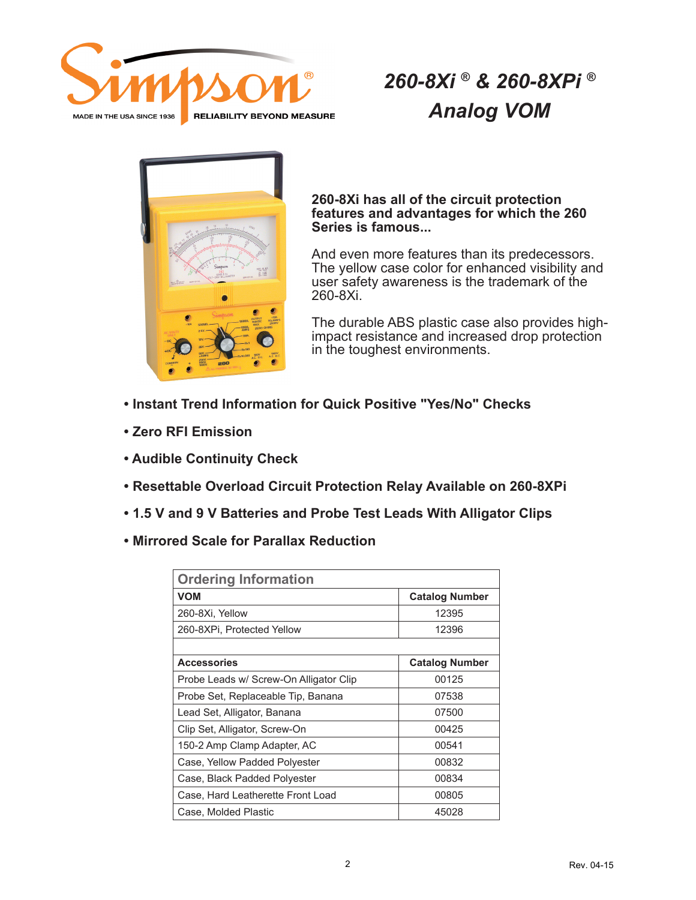Simpson®

MADE IN THE USA SINCE 1936 RELIABILITY BEYOND MEASURE

# *260-8Xi® & 260-8XPi®*
# *Analog VOM*

**260-8Xi has all of the circuit protection features and advantages for which the 260 Series is famous...**

And even more features than its predecessors. The yellow case color for enhanced visibility and user safety awareness is the trademark of the 260-8Xi.

The durable ABS plastic case also provides high-impact resistance and increased drop protection in the toughest environments.

- **Instant Trend Information for Quick Positive "Yes/No" Checks**
- **Zero RFI Emission**
- **Audible Continuity Check**
- **Resettable Overload Circuit Protection Relay Available on 260-8XPi**
- **1.5 V and 9 V Batteries and Probe Test Leads With Alligator Clips**
- **Mirrored Scale for Parallax Reduction**

| Ordering Information | |
|---|---|
| **VOM** | **Catalog Number** |
| 260-8Xi, Yellow | 12395 |
| 260-8XPi, Protected Yellow | 12396 |
| | |
| **Accessories** | **Catalog Number** |
| Probe Leads w/ Screw-On Alligator Clip | 00125 |
| Probe Set, Replaceable Tip, Banana | 07538 |
| Lead Set, Alligator, Banana | 07500 |
| Clip Set, Alligator, Screw-On | 00425 |
| 150-2 Amp Clamp Adapter, AC | 00541 |
| Case, Yellow Padded Polyester | 00832 |
| Case, Black Padded Polyester | 00834 |
| Case, Hard Leatherette Front Load | 00805 |
| Case, Molded Plastic | 45028 |

Rev. 04-15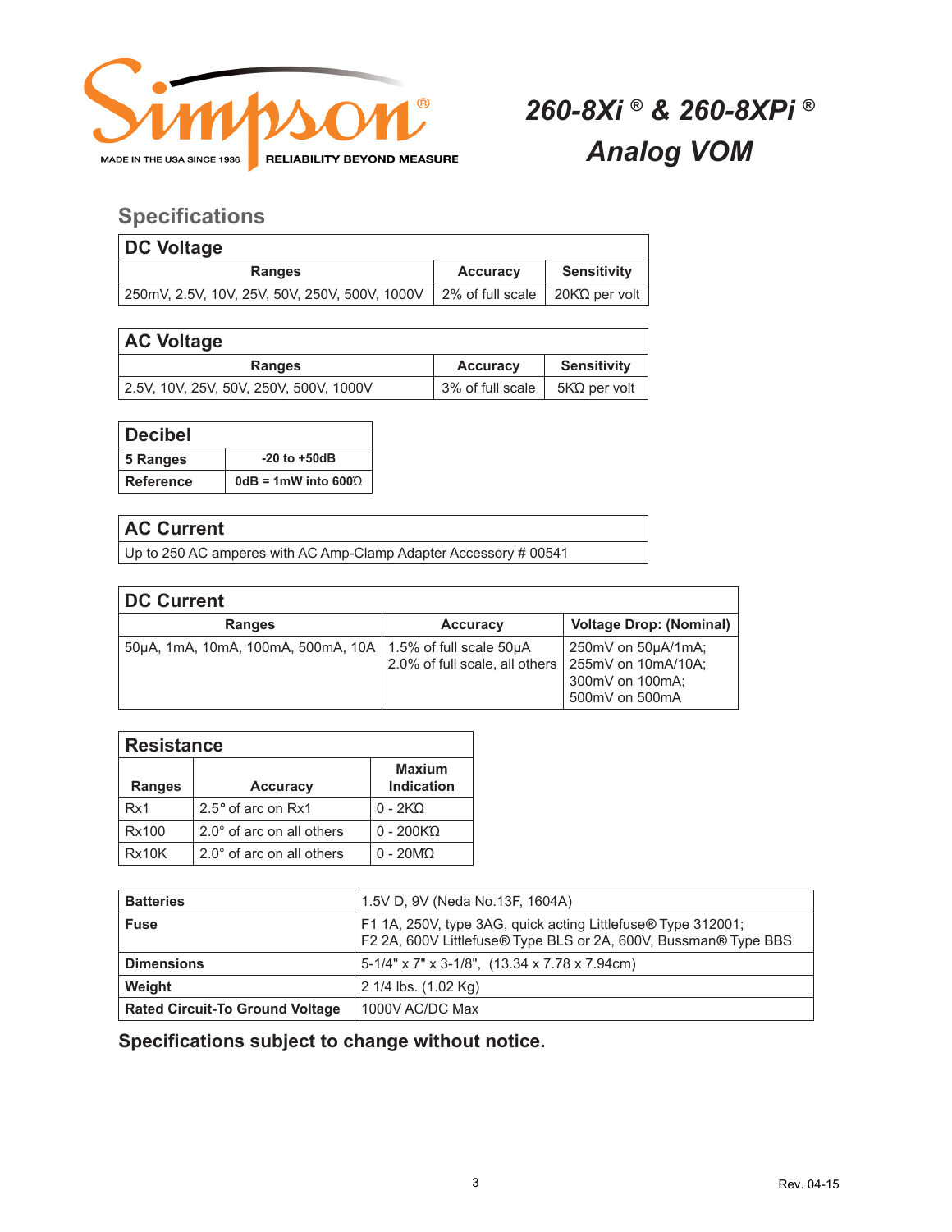Simpson®

MADE IN THE USA SINCE 1936 RELIABILITY BEYOND MEASURE

# *260-8Xi® & 260-8XPi®*
# *Analog VOM*

## Specifications

| DC Voltage | | |
|---|---|---|
| **Ranges** | **Accuracy** | **Sensitivity** |
| 250mV, 2.5V, 10V, 25V, 50V, 250V, 500V, 1000V | 2% of full scale | 20KΩ per volt |

| AC Voltage | | |
|---|---|---|
| **Ranges** | **Accuracy** | **Sensitivity** |
| 2.5V, 10V, 25V, 50V, 250V, 500V, 1000V | 3% of full scale | 5KΩ per volt |

| Decibel | |
|---|---|
| **5 Ranges** | **-20 to +50dB** |
| **Reference** | **0dB = 1mW into 600Ω** |

| AC Current |
|---|
| Up to 250 AC amperes with AC Amp-Clamp Adapter Accessory # 00541 |

| DC Current | | |
|---|---|---|
| **Ranges** | **Accuracy** | **Voltage Drop: (Nominal)** |
| 50μA, 1mA, 10mA, 100mA, 500mA, 10A | 1.5% of full scale 50μA<br>2.0% of full scale, all others | 250mV on 50μA/1mA;<br>255mV on 10mA/10A;<br>300mV on 100mA;<br>500mV on 500mA |

| Resistance | | |
|---|---|---|
| **Ranges** | **Accuracy** | **Maxium Indication** |
| Rx1 | 2.5° of arc on Rx1 | 0 - 2KΩ |
| Rx100 | 2.0° of arc on all others | 0 - 200KΩ |
| Rx10K | 2.0° of arc on all others | 0 - 20MΩ |

| | |
|---|---|
| **Batteries** | 1.5V D, 9V (Neda No.13F, 1604A) |
| **Fuse** | F1 1A, 250V, type 3AG, quick acting Littlefuse® Type 312001;<br>F2 2A, 600V Littlefuse® Type BLS or 2A, 600V, Bussman® Type BBS |
| **Dimensions** | 5-1/4" x 7" x 3-1/8", (13.34 x 7.78 x 7.94cm) |
| **Weight** | 2 1/4 lbs. (1.02 Kg) |
| **Rated Circuit-To Ground Voltage** | 1000V AC/DC Max |

**Specifications subject to change without notice.**

Rev. 04-15